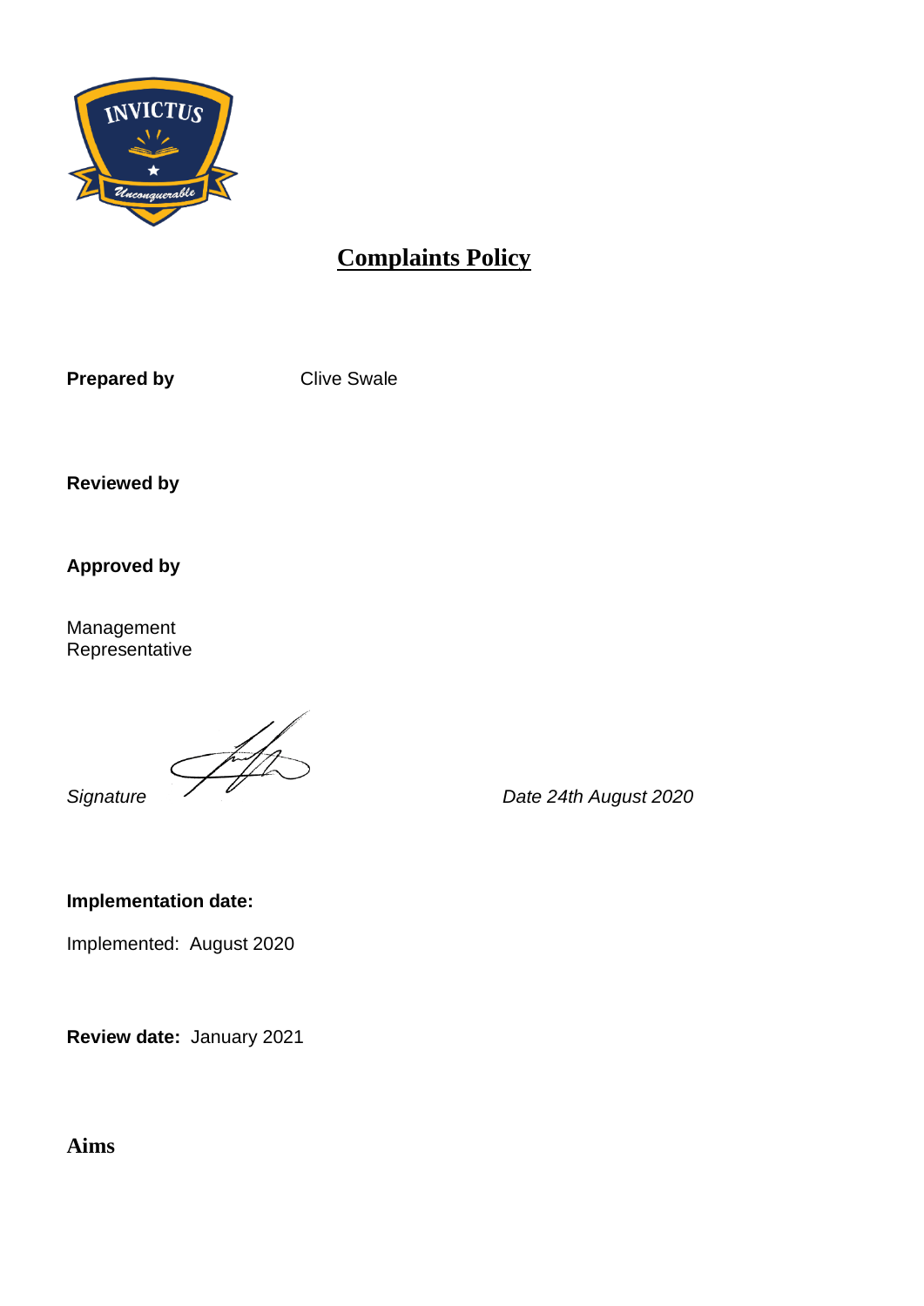# Complaints Policy

**Prepared by** Clive Swale

**Reviewed by**

**Approved by**

Management Representative

*Signature* *Date 24th August 2020*

**Implementation date:**

Implemented: August 2020

**Review date:** January 2021

## Aims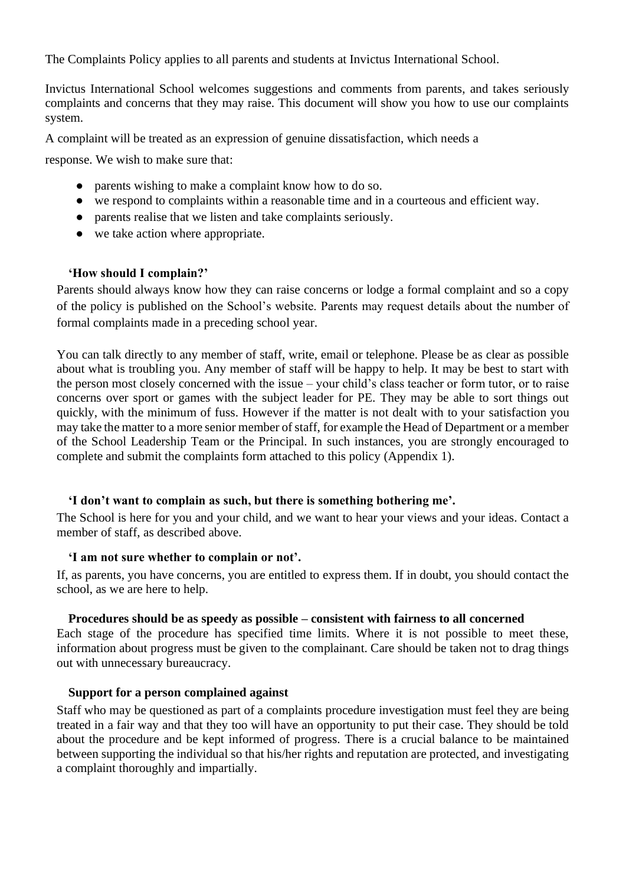The Complaints Policy applies to all parents and students at Invictus International School.

Invictus International School welcomes suggestions and comments from parents, and takes seriously complaints and concerns that they may raise. This document will show you how to use our complaints system.

A complaint will be treated as an expression of genuine dissatisfaction, which needs a

response. We wish to make sure that:

- parents wishing to make a complaint know how to do so.
- we respond to complaints within a reasonable time and in a courteous and efficient way.
- parents realise that we listen and take complaints seriously.
- we take action where appropriate.

**'How should I complain?'**

Parents should always know how they can raise concerns or lodge a formal complaint and so a copy of the policy is published on the School's website. Parents may request details about the number of formal complaints made in a preceding school year.

You can talk directly to any member of staff, write, email or telephone. Please be as clear as possible about what is troubling you. Any member of staff will be happy to help. It may be best to start with the person most closely concerned with the issue – your child's class teacher or form tutor, or to raise concerns over sport or games with the subject leader for PE. They may be able to sort things out quickly, with the minimum of fuss. However if the matter is not dealt with to your satisfaction you may take the matter to a more senior member of staff, for example the Head of Department or a member of the School Leadership Team or the Principal. In such instances, you are strongly encouraged to complete and submit the complaints form attached to this policy (Appendix 1).

**'I don't want to complain as such, but there is something bothering me'.**

The School is here for you and your child, and we want to hear your views and your ideas. Contact a member of staff, as described above.

**'I am not sure whether to complain or not'.**

If, as parents, you have concerns, you are entitled to express them. If in doubt, you should contact the school, as we are here to help.

**Procedures should be as speedy as possible – consistent with fairness to all concerned**

Each stage of the procedure has specified time limits. Where it is not possible to meet these, information about progress must be given to the complainant. Care should be taken not to drag things out with unnecessary bureaucracy.

**Support for a person complained against**

Staff who may be questioned as part of a complaints procedure investigation must feel they are being treated in a fair way and that they too will have an opportunity to put their case. They should be told about the procedure and be kept informed of progress. There is a crucial balance to be maintained between supporting the individual so that his/her rights and reputation are protected, and investigating a complaint thoroughly and impartially.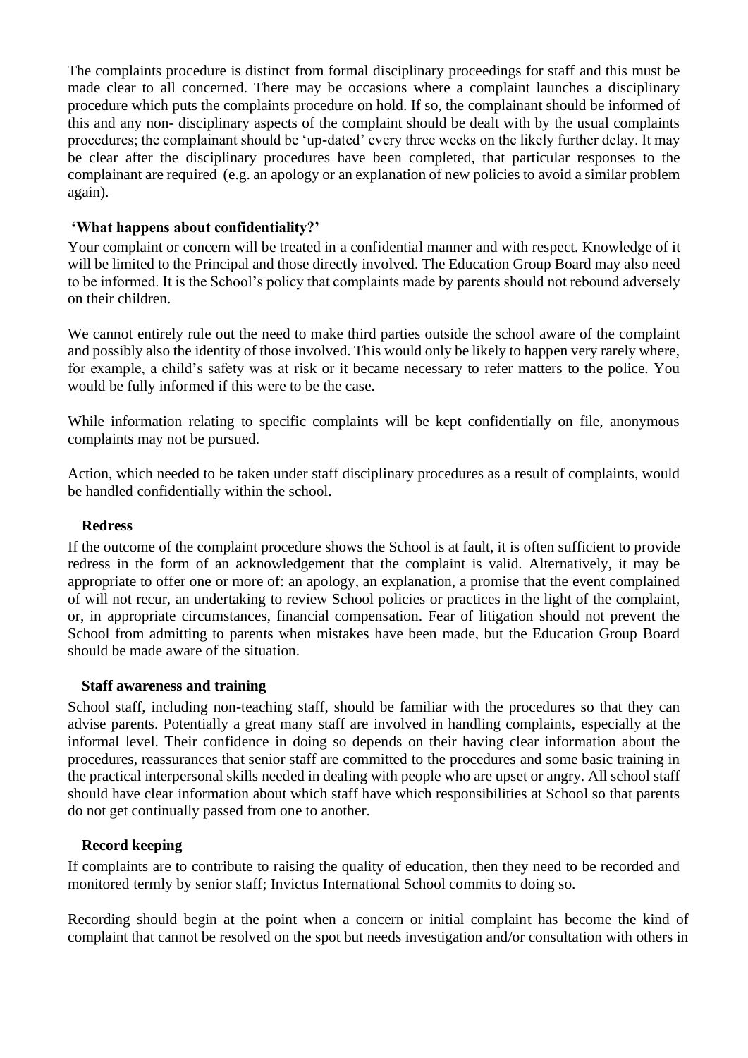The complaints procedure is distinct from formal disciplinary proceedings for staff and this must be made clear to all concerned. There may be occasions where a complaint launches a disciplinary procedure which puts the complaints procedure on hold. If so, the complainant should be informed of this and any non- disciplinary aspects of the complaint should be dealt with by the usual complaints procedures; the complainant should be 'up-dated' every three weeks on the likely further delay. It may be clear after the disciplinary procedures have been completed, that particular responses to the complainant are required (e.g. an apology or an explanation of new policies to avoid a similar problem again).

**'What happens about confidentiality?'**

Your complaint or concern will be treated in a confidential manner and with respect. Knowledge of it will be limited to the Principal and those directly involved. The Education Group Board may also need to be informed. It is the School's policy that complaints made by parents should not rebound adversely on their children.

We cannot entirely rule out the need to make third parties outside the school aware of the complaint and possibly also the identity of those involved. This would only be likely to happen very rarely where, for example, a child's safety was at risk or it became necessary to refer matters to the police. You would be fully informed if this were to be the case.

While information relating to specific complaints will be kept confidentially on file, anonymous complaints may not be pursued.

Action, which needed to be taken under staff disciplinary procedures as a result of complaints, would be handled confidentially within the school.

**Redress**

If the outcome of the complaint procedure shows the School is at fault, it is often sufficient to provide redress in the form of an acknowledgement that the complaint is valid. Alternatively, it may be appropriate to offer one or more of: an apology, an explanation, a promise that the event complained of will not recur, an undertaking to review School policies or practices in the light of the complaint, or, in appropriate circumstances, financial compensation. Fear of litigation should not prevent the School from admitting to parents when mistakes have been made, but the Education Group Board should be made aware of the situation.

**Staff awareness and training**

School staff, including non-teaching staff, should be familiar with the procedures so that they can advise parents. Potentially a great many staff are involved in handling complaints, especially at the informal level. Their confidence in doing so depends on their having clear information about the procedures, reassurances that senior staff are committed to the procedures and some basic training in the practical interpersonal skills needed in dealing with people who are upset or angry. All school staff should have clear information about which staff have which responsibilities at School so that parents do not get continually passed from one to another.

**Record keeping**

If complaints are to contribute to raising the quality of education, then they need to be recorded and monitored termly by senior staff; Invictus International School commits to doing so.

Recording should begin at the point when a concern or initial complaint has become the kind of complaint that cannot be resolved on the spot but needs investigation and/or consultation with others in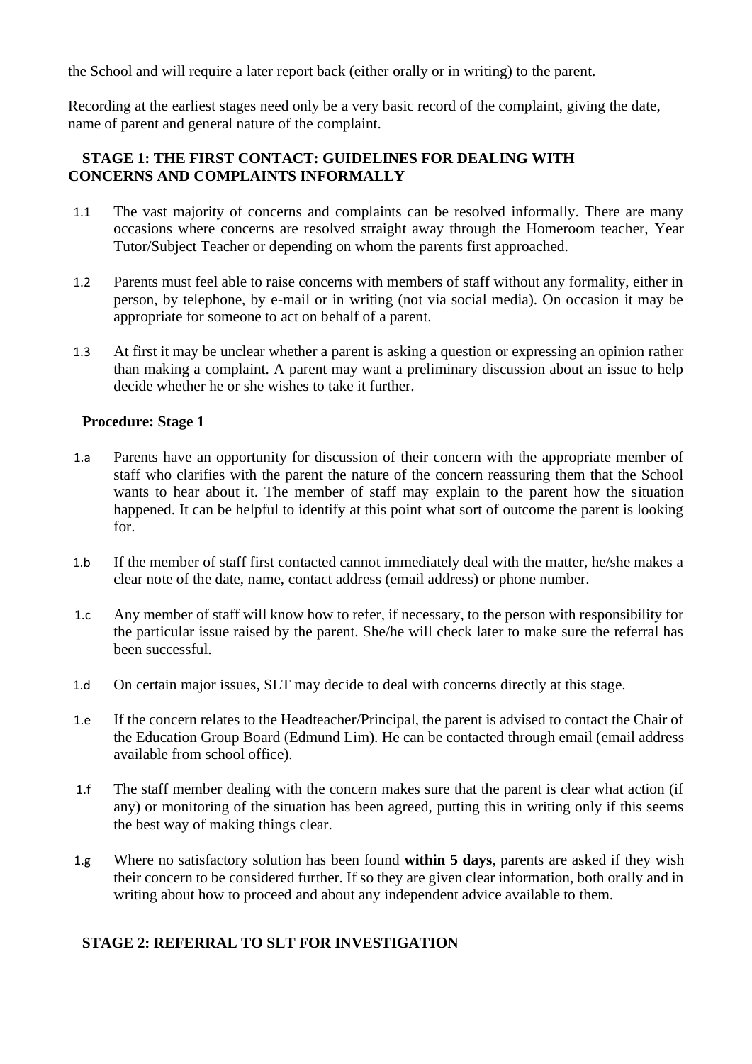the School and will require a later report back (either orally or in writing) to the parent.

Recording at the earliest stages need only be a very basic record of the complaint, giving the date, name of parent and general nature of the complaint.

## STAGE 1: THE FIRST CONTACT: GUIDELINES FOR DEALING WITH CONCERNS AND COMPLAINTS INFORMALLY

1.1 The vast majority of concerns and complaints can be resolved informally. There are many occasions where concerns are resolved straight away through the Homeroom teacher, Year Tutor/Subject Teacher or depending on whom the parents first approached.

1.2 Parents must feel able to raise concerns with members of staff without any formality, either in person, by telephone, by e-mail or in writing (not via social media). On occasion it may be appropriate for someone to act on behalf of a parent.

1.3 At first it may be unclear whether a parent is asking a question or expressing an opinion rather than making a complaint. A parent may want a preliminary discussion about an issue to help decide whether he or she wishes to take it further.

### Procedure: Stage 1

1.a Parents have an opportunity for discussion of their concern with the appropriate member of staff who clarifies with the parent the nature of the concern reassuring them that the School wants to hear about it. The member of staff may explain to the parent how the situation happened. It can be helpful to identify at this point what sort of outcome the parent is looking for.

1.b If the member of staff first contacted cannot immediately deal with the matter, he/she makes a clear note of the date, name, contact address (email address) or phone number.

1.c Any member of staff will know how to refer, if necessary, to the person with responsibility for the particular issue raised by the parent. She/he will check later to make sure the referral has been successful.

1.d On certain major issues, SLT may decide to deal with concerns directly at this stage.

1.e If the concern relates to the Headteacher/Principal, the parent is advised to contact the Chair of the Education Group Board (Edmund Lim). He can be contacted through email (email address available from school office).

1.f The staff member dealing with the concern makes sure that the parent is clear what action (if any) or monitoring of the situation has been agreed, putting this in writing only if this seems the best way of making things clear.

1.g Where no satisfactory solution has been found **within 5 days**, parents are asked if they wish their concern to be considered further. If so they are given clear information, both orally and in writing about how to proceed and about any independent advice available to them.

## STAGE 2: REFERRAL TO SLT FOR INVESTIGATION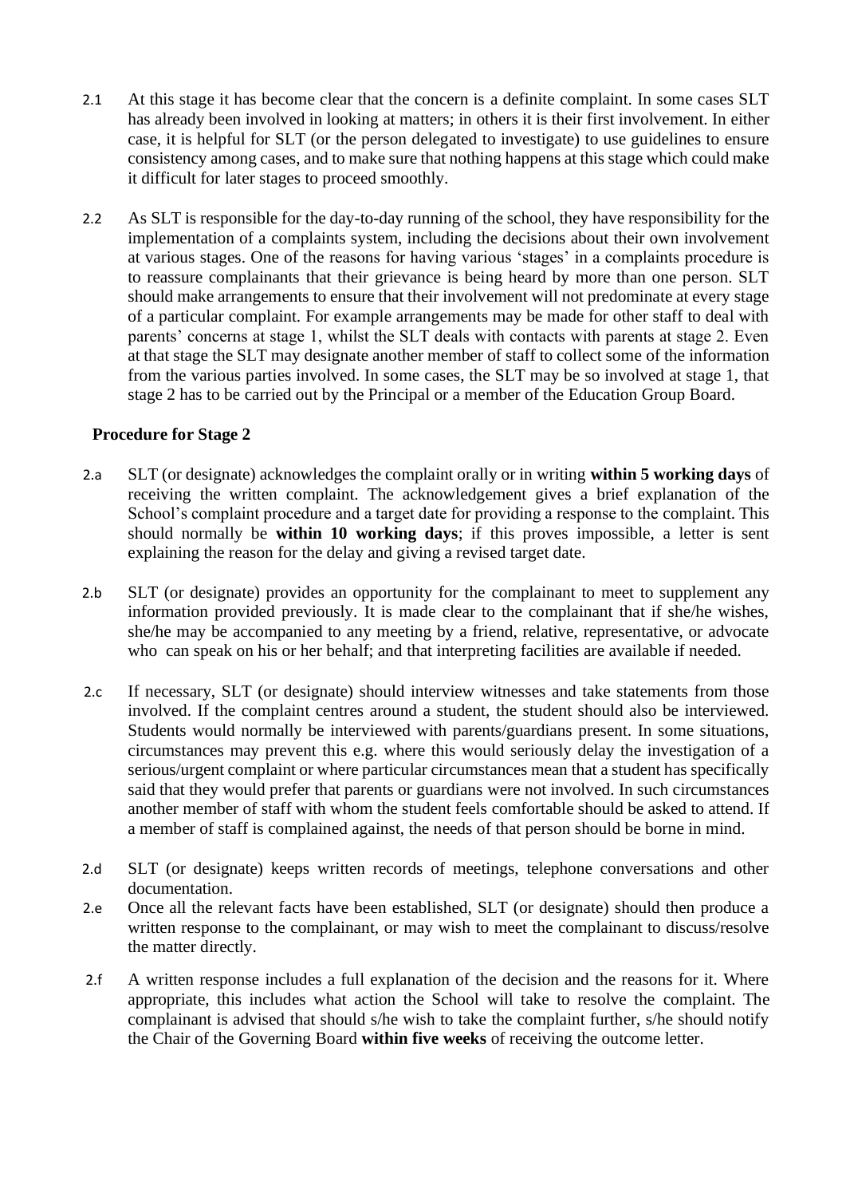2.1 At this stage it has become clear that the concern is a definite complaint. In some cases SLT has already been involved in looking at matters; in others it is their first involvement. In either case, it is helpful for SLT (or the person delegated to investigate) to use guidelines to ensure consistency among cases, and to make sure that nothing happens at this stage which could make it difficult for later stages to proceed smoothly.

2.2 As SLT is responsible for the day-to-day running of the school, they have responsibility for the implementation of a complaints system, including the decisions about their own involvement at various stages. One of the reasons for having various 'stages' in a complaints procedure is to reassure complainants that their grievance is being heard by more than one person. SLT should make arrangements to ensure that their involvement will not predominate at every stage of a particular complaint. For example arrangements may be made for other staff to deal with parents' concerns at stage 1, whilst the SLT deals with contacts with parents at stage 2. Even at that stage the SLT may designate another member of staff to collect some of the information from the various parties involved. In some cases, the SLT may be so involved at stage 1, that stage 2 has to be carried out by the Principal or a member of the Education Group Board.

**Procedure for Stage 2**

2.a SLT (or designate) acknowledges the complaint orally or in writing **within 5 working days** of receiving the written complaint. The acknowledgement gives a brief explanation of the School's complaint procedure and a target date for providing a response to the complaint. This should normally be **within 10 working days**; if this proves impossible, a letter is sent explaining the reason for the delay and giving a revised target date.

2.b SLT (or designate) provides an opportunity for the complainant to meet to supplement any information provided previously. It is made clear to the complainant that if she/he wishes, she/he may be accompanied to any meeting by a friend, relative, representative, or advocate who can speak on his or her behalf; and that interpreting facilities are available if needed.

2.c If necessary, SLT (or designate) should interview witnesses and take statements from those involved. If the complaint centres around a student, the student should also be interviewed. Students would normally be interviewed with parents/guardians present. In some situations, circumstances may prevent this e.g. where this would seriously delay the investigation of a serious/urgent complaint or where particular circumstances mean that a student has specifically said that they would prefer that parents or guardians were not involved. In such circumstances another member of staff with whom the student feels comfortable should be asked to attend. If a member of staff is complained against, the needs of that person should be borne in mind.

2.d SLT (or designate) keeps written records of meetings, telephone conversations and other documentation.

2.e Once all the relevant facts have been established, SLT (or designate) should then produce a written response to the complainant, or may wish to meet the complainant to discuss/resolve the matter directly.

2.f A written response includes a full explanation of the decision and the reasons for it. Where appropriate, this includes what action the School will take to resolve the complaint. The complainant is advised that should s/he wish to take the complaint further, s/he should notify the Chair of the Governing Board **within five weeks** of receiving the outcome letter.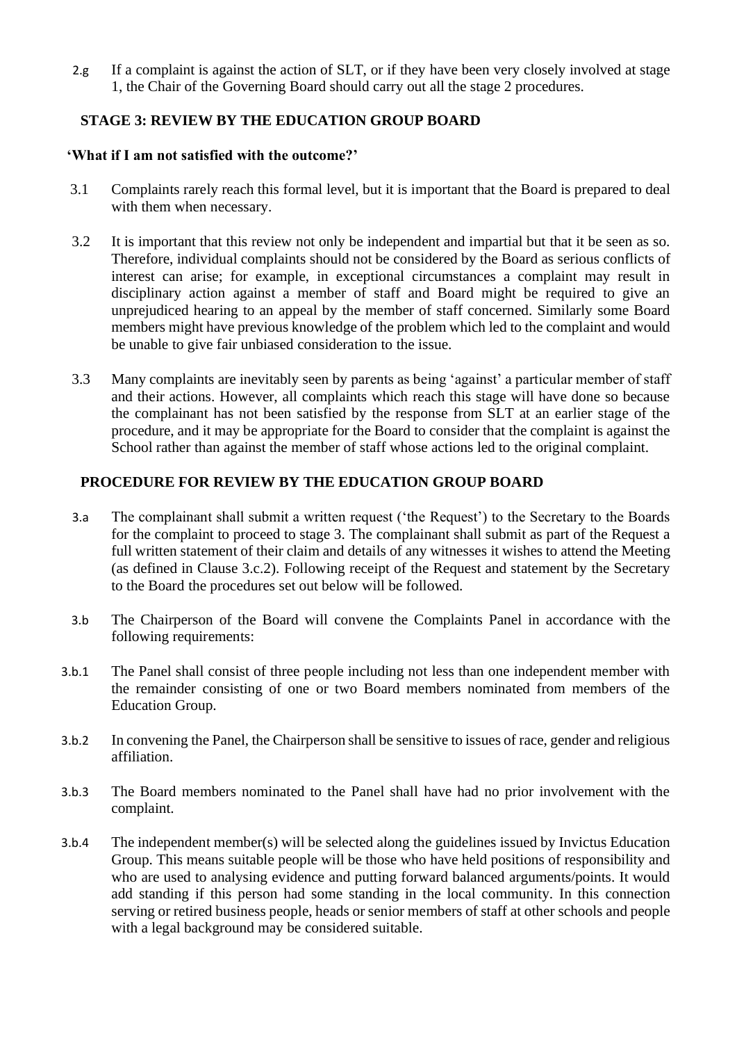2.g If a complaint is against the action of SLT, or if they have been very closely involved at stage 1, the Chair of the Governing Board should carry out all the stage 2 procedures.

## STAGE 3: REVIEW BY THE EDUCATION GROUP BOARD

**'What if I am not satisfied with the outcome?'**

3.1 Complaints rarely reach this formal level, but it is important that the Board is prepared to deal with them when necessary.

3.2 It is important that this review not only be independent and impartial but that it be seen as so. Therefore, individual complaints should not be considered by the Board as serious conflicts of interest can arise; for example, in exceptional circumstances a complaint may result in disciplinary action against a member of staff and Board might be required to give an unprejudiced hearing to an appeal by the member of staff concerned. Similarly some Board members might have previous knowledge of the problem which led to the complaint and would be unable to give fair unbiased consideration to the issue.

3.3 Many complaints are inevitably seen by parents as being 'against' a particular member of staff and their actions. However, all complaints which reach this stage will have done so because the complainant has not been satisfied by the response from SLT at an earlier stage of the procedure, and it may be appropriate for the Board to consider that the complaint is against the School rather than against the member of staff whose actions led to the original complaint.

## PROCEDURE FOR REVIEW BY THE EDUCATION GROUP BOARD

3.a The complainant shall submit a written request ('the Request') to the Secretary to the Boards for the complaint to proceed to stage 3. The complainant shall submit as part of the Request a full written statement of their claim and details of any witnesses it wishes to attend the Meeting (as defined in Clause 3.c.2). Following receipt of the Request and statement by the Secretary to the Board the procedures set out below will be followed.

3.b The Chairperson of the Board will convene the Complaints Panel in accordance with the following requirements:

3.b.1 The Panel shall consist of three people including not less than one independent member with the remainder consisting of one or two Board members nominated from members of the Education Group.

3.b.2 In convening the Panel, the Chairperson shall be sensitive to issues of race, gender and religious affiliation.

3.b.3 The Board members nominated to the Panel shall have had no prior involvement with the complaint.

3.b.4 The independent member(s) will be selected along the guidelines issued by Invictus Education Group. This means suitable people will be those who have held positions of responsibility and who are used to analysing evidence and putting forward balanced arguments/points. It would add standing if this person had some standing in the local community. In this connection serving or retired business people, heads or senior members of staff at other schools and people with a legal background may be considered suitable.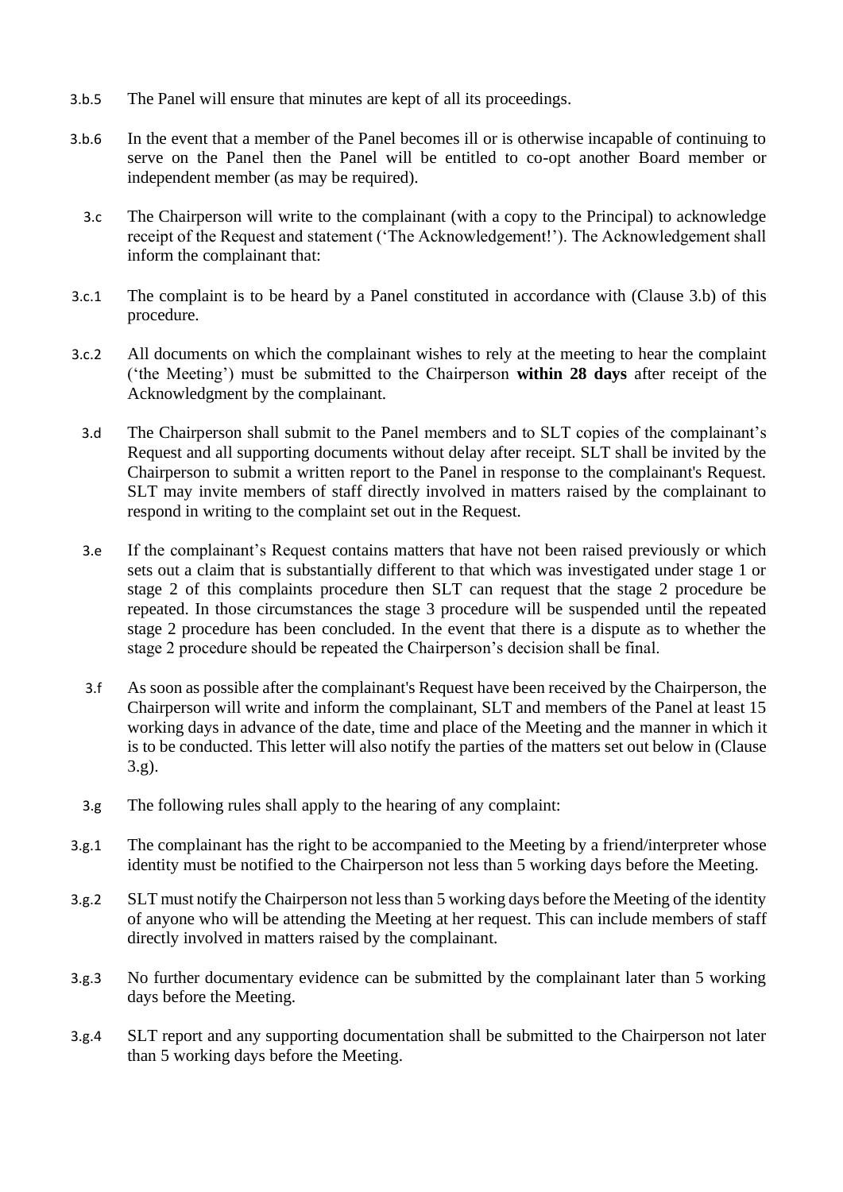3.b.5 The Panel will ensure that minutes are kept of all its proceedings.

3.b.6 In the event that a member of the Panel becomes ill or is otherwise incapable of continuing to serve on the Panel then the Panel will be entitled to co-opt another Board member or independent member (as may be required).

3.c The Chairperson will write to the complainant (with a copy to the Principal) to acknowledge receipt of the Request and statement ('The Acknowledgement!'). The Acknowledgement shall inform the complainant that:

3.c.1 The complaint is to be heard by a Panel constituted in accordance with (Clause 3.b) of this procedure.

3.c.2 All documents on which the complainant wishes to rely at the meeting to hear the complaint ('the Meeting') must be submitted to the Chairperson **within 28 days** after receipt of the Acknowledgment by the complainant.

3.d The Chairperson shall submit to the Panel members and to SLT copies of the complainant's Request and all supporting documents without delay after receipt. SLT shall be invited by the Chairperson to submit a written report to the Panel in response to the complainant's Request. SLT may invite members of staff directly involved in matters raised by the complainant to respond in writing to the complaint set out in the Request.

3.e If the complainant's Request contains matters that have not been raised previously or which sets out a claim that is substantially different to that which was investigated under stage 1 or stage 2 of this complaints procedure then SLT can request that the stage 2 procedure be repeated. In those circumstances the stage 3 procedure will be suspended until the repeated stage 2 procedure has been concluded. In the event that there is a dispute as to whether the stage 2 procedure should be repeated the Chairperson's decision shall be final.

3.f As soon as possible after the complainant's Request have been received by the Chairperson, the Chairperson will write and inform the complainant, SLT and members of the Panel at least 15 working days in advance of the date, time and place of the Meeting and the manner in which it is to be conducted. This letter will also notify the parties of the matters set out below in (Clause 3.g).

3.g The following rules shall apply to the hearing of any complaint:

3.g.1 The complainant has the right to be accompanied to the Meeting by a friend/interpreter whose identity must be notified to the Chairperson not less than 5 working days before the Meeting.

3.g.2 SLT must notify the Chairperson not less than 5 working days before the Meeting of the identity of anyone who will be attending the Meeting at her request. This can include members of staff directly involved in matters raised by the complainant.

3.g.3 No further documentary evidence can be submitted by the complainant later than 5 working days before the Meeting.

3.g.4 SLT report and any supporting documentation shall be submitted to the Chairperson not later than 5 working days before the Meeting.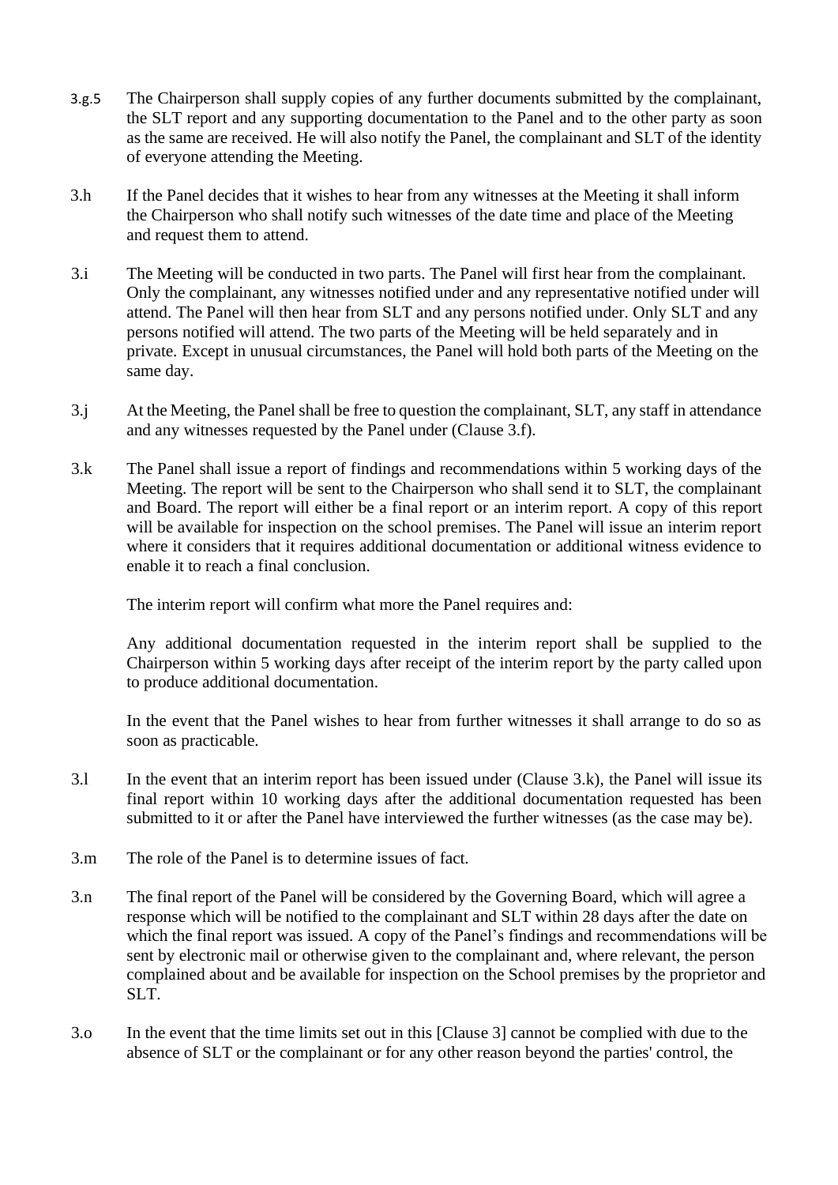3.g.5 The Chairperson shall supply copies of any further documents submitted by the complainant, the SLT report and any supporting documentation to the Panel and to the other party as soon as the same are received. He will also notify the Panel, the complainant and SLT of the identity of everyone attending the Meeting.

3.h If the Panel decides that it wishes to hear from any witnesses at the Meeting it shall inform the Chairperson who shall notify such witnesses of the date time and place of the Meeting and request them to attend.

3.i The Meeting will be conducted in two parts. The Panel will first hear from the complainant. Only the complainant, any witnesses notified under and any representative notified under will attend. The Panel will then hear from SLT and any persons notified under. Only SLT and any persons notified will attend. The two parts of the Meeting will be held separately and in private. Except in unusual circumstances, the Panel will hold both parts of the Meeting on the same day.

3.j At the Meeting, the Panel shall be free to question the complainant, SLT, any staff in attendance and any witnesses requested by the Panel under (Clause 3.f).

3.k The Panel shall issue a report of findings and recommendations within 5 working days of the Meeting. The report will be sent to the Chairperson who shall send it to SLT, the complainant and Board. The report will either be a final report or an interim report. A copy of this report will be available for inspection on the school premises. The Panel will issue an interim report where it considers that it requires additional documentation or additional witness evidence to enable it to reach a final conclusion.

The interim report will confirm what more the Panel requires and:

Any additional documentation requested in the interim report shall be supplied to the Chairperson within 5 working days after receipt of the interim report by the party called upon to produce additional documentation.

In the event that the Panel wishes to hear from further witnesses it shall arrange to do so as soon as practicable.

3.l In the event that an interim report has been issued under (Clause 3.k), the Panel will issue its final report within 10 working days after the additional documentation requested has been submitted to it or after the Panel have interviewed the further witnesses (as the case may be).

3.m The role of the Panel is to determine issues of fact.

3.n The final report of the Panel will be considered by the Governing Board, which will agree a response which will be notified to the complainant and SLT within 28 days after the date on which the final report was issued. A copy of the Panel's findings and recommendations will be sent by electronic mail or otherwise given to the complainant and, where relevant, the person complained about and be available for inspection on the School premises by the proprietor and SLT.

3.o In the event that the time limits set out in this [Clause 3] cannot be complied with due to the absence of SLT or the complainant or for any other reason beyond the parties' control, the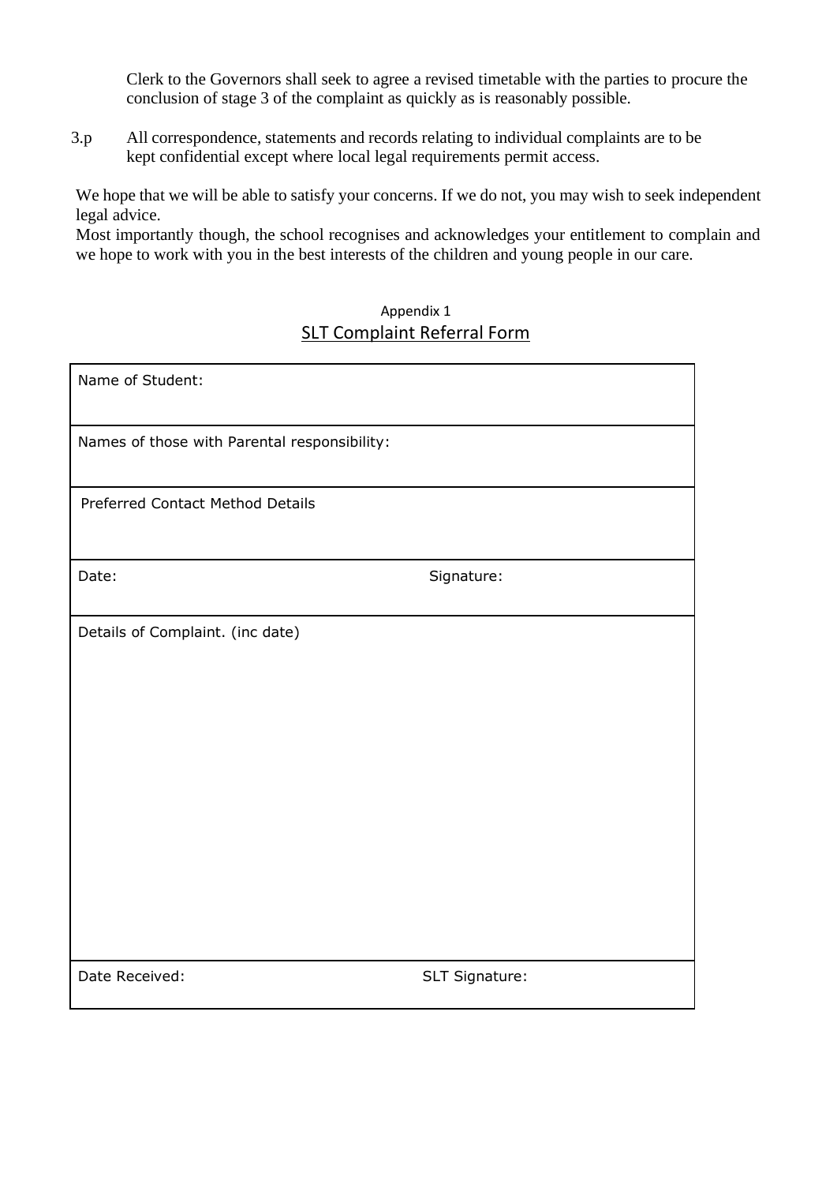Clerk to the Governors shall seek to agree a revised timetable with the parties to procure the conclusion of stage 3 of the complaint as quickly as is reasonably possible.

3.p All correspondence, statements and records relating to individual complaints are to be kept confidential except where local legal requirements permit access.

We hope that we will be able to satisfy your concerns. If we do not, you may wish to seek independent legal advice.
Most importantly though, the school recognises and acknowledges your entitlement to complain and we hope to work with you in the best interests of the children and young people in our care.

Appendix 1

## SLT Complaint Referral Form

| Name of Student: | |
|---|---|
| Names of those with Parental responsibility: | |
| Preferred Contact Method Details | |
| Date: | Signature: |
| Details of Complaint. (inc date) | |
| Date Received: | SLT Signature: |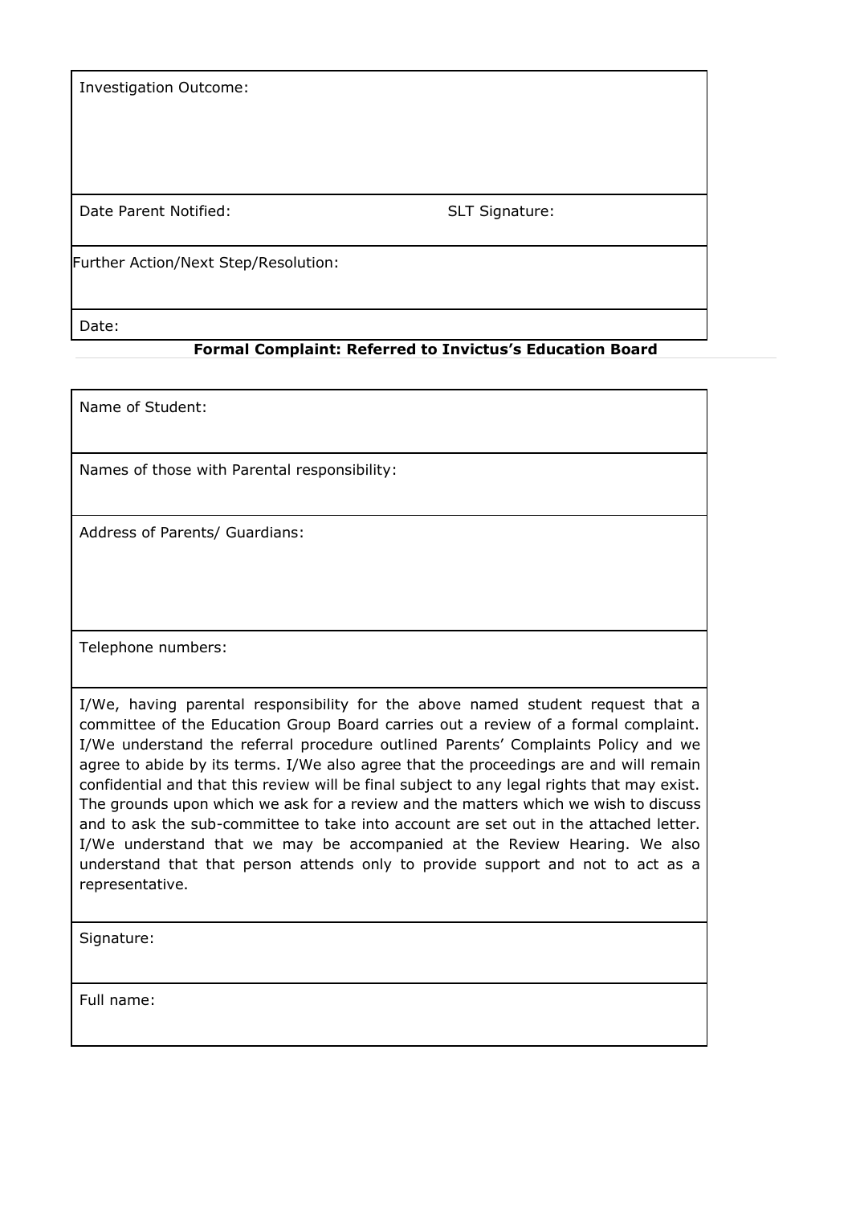| Investigation Outcome: | |
|---|---|
| Date Parent Notified: | SLT Signature: |
| Further Action/Next Step/Resolution: | |
| Date: | |

**Formal Complaint: Referred to Invictus's Education Board**

| Name of Student: |
|---|
| Names of those with Parental responsibility: |
| Address of Parents/ Guardians: |
| Telephone numbers: |
| I/We, having parental responsibility for the above named student request that a committee of the Education Group Board carries out a review of a formal complaint. I/We understand the referral procedure outlined Parents' Complaints Policy and we agree to abide by its terms. I/We also agree that the proceedings are and will remain confidential and that this review will be final subject to any legal rights that may exist. The grounds upon which we ask for a review and the matters which we wish to discuss and to ask the sub-committee to take into account are set out in the attached letter. I/We understand that we may be accompanied at the Review Hearing. We also understand that that person attends only to provide support and not to act as a representative. |
| Signature: |
| Full name: |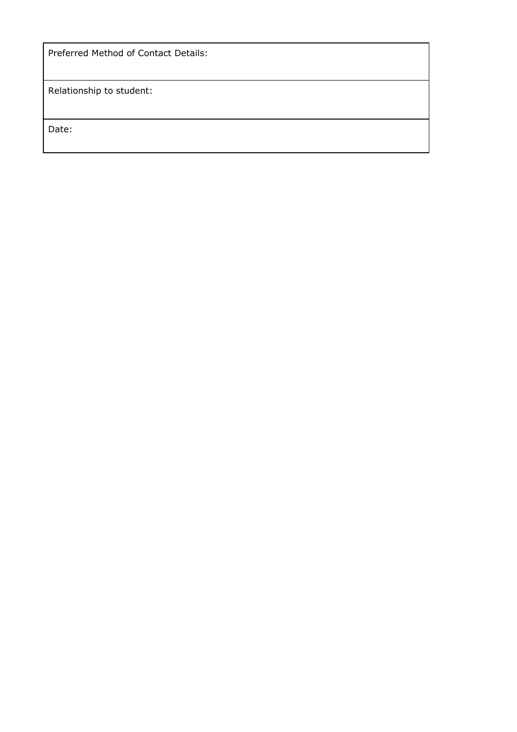| Preferred Method of Contact Details: |
|---|
| Relationship to student: |
| Date: |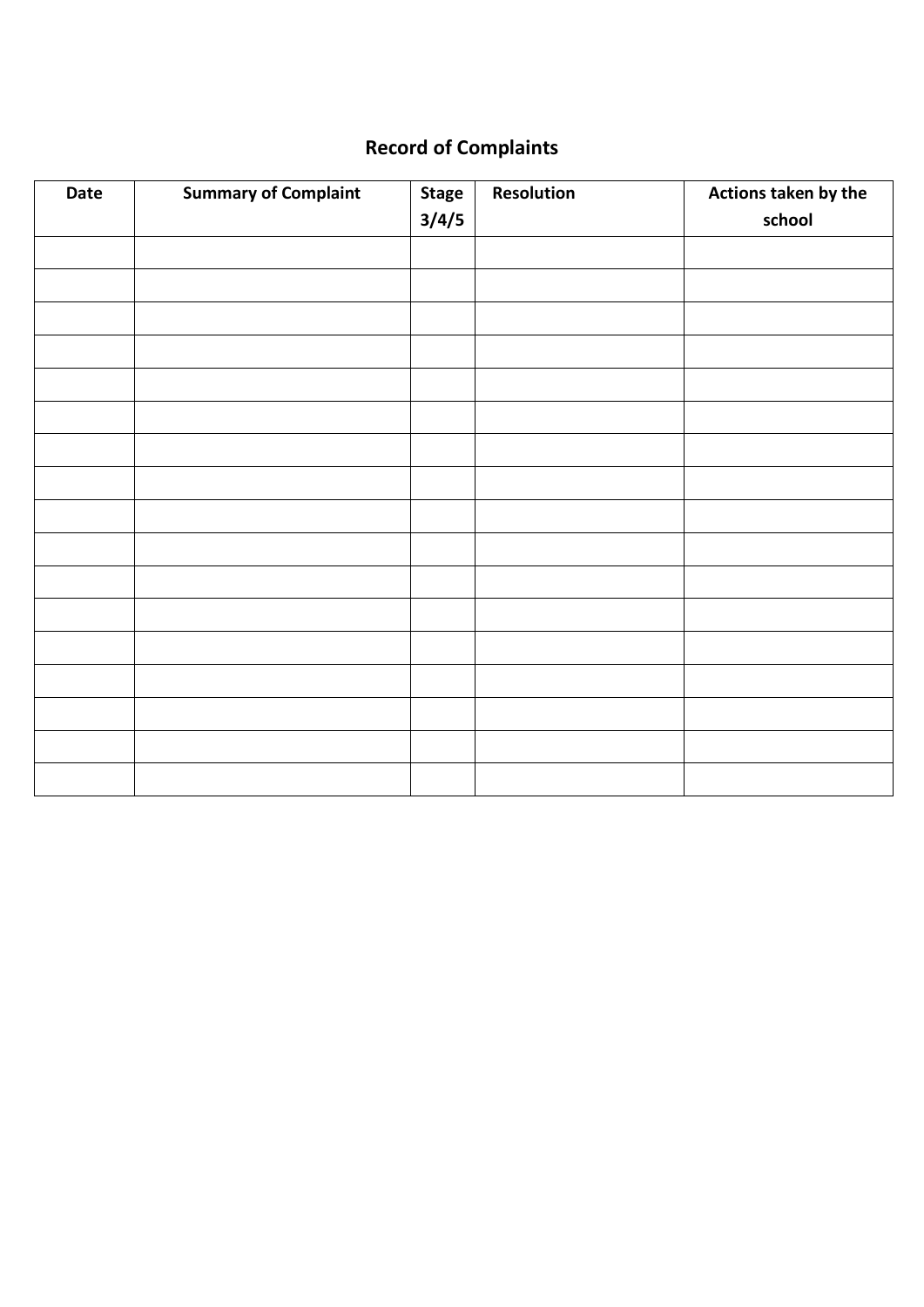## Record of Complaints

| Date | Summary of Complaint | Stage 3/4/5 | Resolution | Actions taken by the school |
|---|---|---|---|---|
| | | | | |
| | | | | |
| | | | | |
| | | | | |
| | | | | |
| | | | | |
| | | | | |
| | | | | |
| | | | | |
| | | | | |
| | | | | |
| | | | | |
| | | | | |
| | | | | |
| | | | | |
| | | | | |
| | | | | |